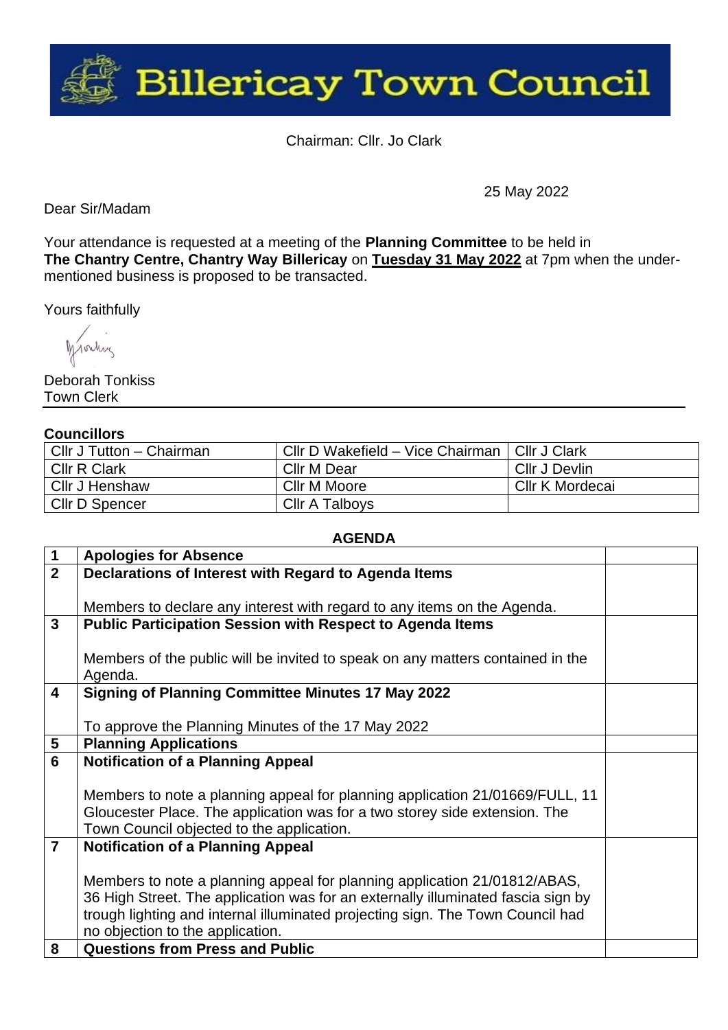# Billericay Town Council

Chairman: Cllr. Jo Clark

25 May 2022

Dear Sir/Madam

Your attendance is requested at a meeting of the **Planning Committee** to be held in **The Chantry Centre, Chantry Way Billericay** on **Tuesday 31 May 2022** at 7pm when the under-mentioned business is proposed to be transacted.

Yours faithfully

Deborah Tonkiss
Town Clerk

**Councillors**

| | | |
|---|---|---|
| Cllr J Tutton – Chairman | Cllr D Wakefield – Vice Chairman | Cllr J Clark |
| Cllr R Clark | Cllr M Dear | Cllr J Devlin |
| Cllr J Henshaw | Cllr M Moore | Cllr K Mordecai |
| Cllr D Spencer | Cllr A Talboys | |

**AGENDA**

| | | |
|---|---|---|
| **1** | **Apologies for Absence** | |
| **2** | **Declarations of Interest with Regard to Agenda Items**<br><br>Members to declare any interest with regard to any items on the Agenda. | |
| **3** | **Public Participation Session with Respect to Agenda Items**<br><br>Members of the public will be invited to speak on any matters contained in the Agenda. | |
| **4** | **Signing of Planning Committee Minutes 17 May 2022**<br><br>To approve the Planning Minutes of the 17 May 2022 | |
| **5** | **Planning Applications** | |
| **6** | **Notification of a Planning Appeal**<br><br>Members to note a planning appeal for planning application 21/01669/FULL, 11 Gloucester Place. The application was for a two storey side extension. The Town Council objected to the application. | |
| **7** | **Notification of a Planning Appeal**<br><br>Members to note a planning appeal for planning application 21/01812/ABAS, 36 High Street. The application was for an externally illuminated fascia sign by trough lighting and internal illuminated projecting sign. The Town Council had no objection to the application. | |
| **8** | **Questions from Press and Public** | |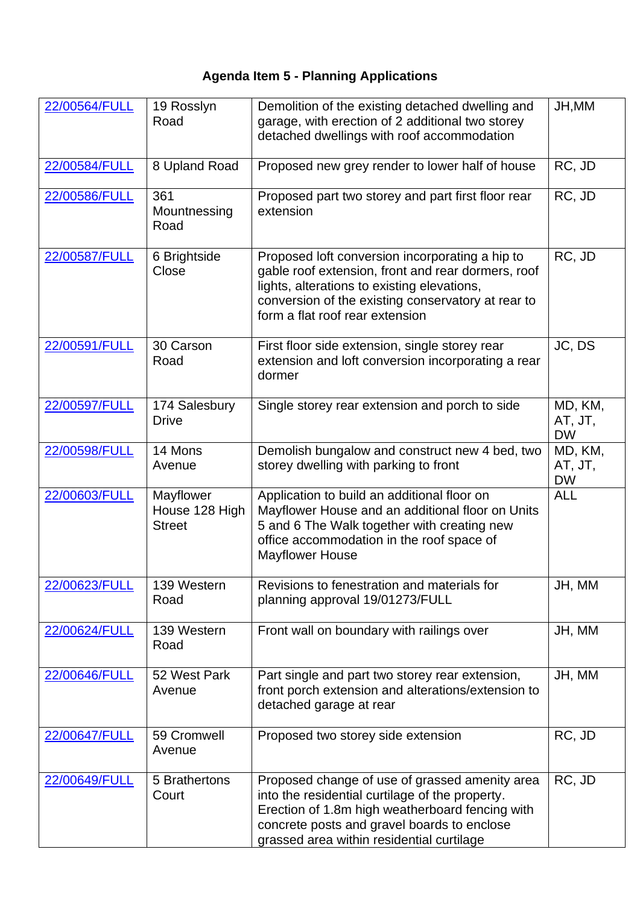**Agenda Item 5 - Planning Applications**

| | | | |
|---|---|---|---|
| 22/00564/FULL | 19 Rosslyn Road | Demolition of the existing detached dwelling and garage, with erection of 2 additional two storey detached dwellings with roof accommodation | JH,MM |
| 22/00584/FULL | 8 Upland Road | Proposed new grey render to lower half of house | RC, JD |
| 22/00586/FULL | 361 Mountnessing Road | Proposed part two storey and part first floor rear extension | RC, JD |
| 22/00587/FULL | 6 Brightside Close | Proposed loft conversion incorporating a hip to gable roof extension, front and rear dormers, roof lights, alterations to existing elevations, conversion of the existing conservatory at rear to form a flat roof rear extension | RC, JD |
| 22/00591/FULL | 30 Carson Road | First floor side extension, single storey rear extension and loft conversion incorporating a rear dormer | JC, DS |
| 22/00597/FULL | 174 Salesbury Drive | Single storey rear extension and porch to side | MD, KM, AT, JT, DW |
| 22/00598/FULL | 14 Mons Avenue | Demolish bungalow and construct new 4 bed, two storey dwelling with parking to front | MD, KM, AT, JT, DW |
| 22/00603/FULL | Mayflower House 128 High Street | Application to build an additional floor on Mayflower House and an additional floor on Units 5 and 6 The Walk together with creating new office accommodation in the roof space of Mayflower House | ALL |
| 22/00623/FULL | 139 Western Road | Revisions to fenestration and materials for planning approval 19/01273/FULL | JH, MM |
| 22/00624/FULL | 139 Western Road | Front wall on boundary with railings over | JH, MM |
| 22/00646/FULL | 52 West Park Avenue | Part single and part two storey rear extension, front porch extension and alterations/extension to detached garage at rear | JH, MM |
| 22/00647/FULL | 59 Cromwell Avenue | Proposed two storey side extension | RC, JD |
| 22/00649/FULL | 5 Brathertons Court | Proposed change of use of grassed amenity area into the residential curtilage of the property. Erection of 1.8m high weatherboard fencing with concrete posts and gravel boards to enclose grassed area within residential curtilage | RC, JD |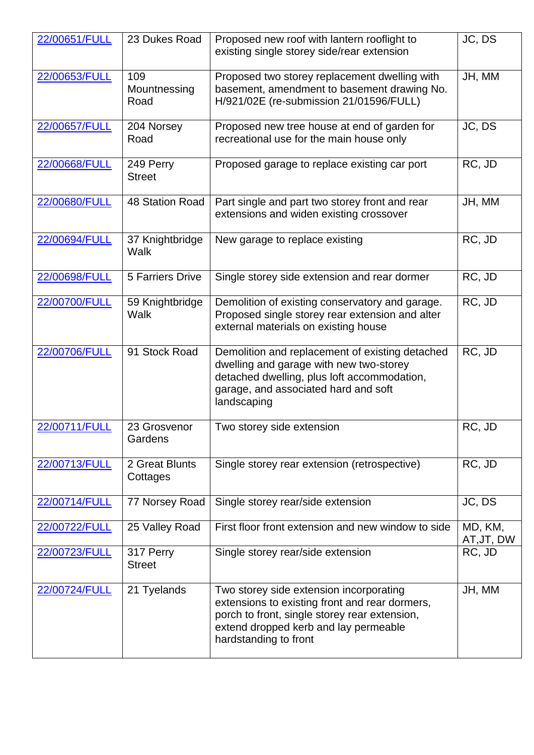| | | | |
|---|---|---|---|
| 22/00651/FULL | 23 Dukes Road | Proposed new roof with lantern rooflight to existing single storey side/rear extension | JC, DS |
| 22/00653/FULL | 109 Mountnessing Road | Proposed two storey replacement dwelling with basement, amendment to basement drawing No. H/921/02E (re-submission 21/01596/FULL) | JH, MM |
| 22/00657/FULL | 204 Norsey Road | Proposed new tree house at end of garden for recreational use for the main house only | JC, DS |
| 22/00668/FULL | 249 Perry Street | Proposed garage to replace existing car port | RC, JD |
| 22/00680/FULL | 48 Station Road | Part single and part two storey front and rear extensions and widen existing crossover | JH, MM |
| 22/00694/FULL | 37 Knightbridge Walk | New garage to replace existing | RC, JD |
| 22/00698/FULL | 5 Farriers Drive | Single storey side extension and rear dormer | RC, JD |
| 22/00700/FULL | 59 Knightbridge Walk | Demolition of existing conservatory and garage. Proposed single storey rear extension and alter external materials on existing house | RC, JD |
| 22/00706/FULL | 91 Stock Road | Demolition and replacement of existing detached dwelling and garage with new two-storey detached dwelling, plus loft accommodation, garage, and associated hard and soft landscaping | RC, JD |
| 22/00711/FULL | 23 Grosvenor Gardens | Two storey side extension | RC, JD |
| 22/00713/FULL | 2 Great Blunts Cottages | Single storey rear extension (retrospective) | RC, JD |
| 22/00714/FULL | 77 Norsey Road | Single storey rear/side extension | JC, DS |
| 22/00722/FULL | 25 Valley Road | First floor front extension and new window to side | MD, KM, AT,JT, DW |
| 22/00723/FULL | 317 Perry Street | Single storey rear/side extension | RC, JD |
| 22/00724/FULL | 21 Tyelands | Two storey side extension incorporating extensions to existing front and rear dormers, porch to front, single storey rear extension, extend dropped kerb and lay permeable hardstanding to front | JH, MM |